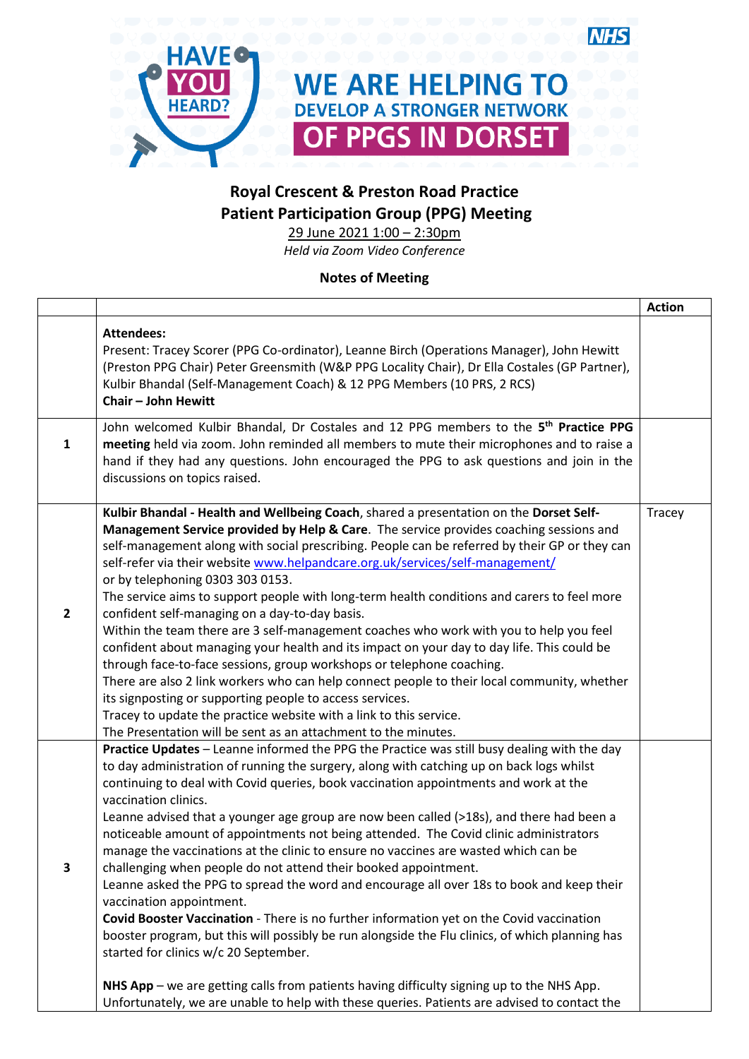HAVE YOU HEARD?

NHS

WE ARE HELPING TO DEVELOP A STRONGER NETWORK OF PPGS IN DORSET

## Royal Crescent & Preston Road Practice
## Patient Participation Group (PPG) Meeting

29 June 2021 1:00 – 2:30pm

*Held via Zoom Video Conference*

### Notes of Meeting

| | | Action |
|---|---|---|
| | **Attendees:**<br>Present: Tracey Scorer (PPG Co-ordinator), Leanne Birch (Operations Manager), John Hewitt (Preston PPG Chair) Peter Greensmith (W&P PPG Locality Chair), Dr Ella Costales (GP Partner), Kulbir Bhandal (Self-Management Coach) & 12 PPG Members (10 PRS, 2 RCS)<br>**Chair – John Hewitt** | |
| 1 | John welcomed Kulbir Bhandal, Dr Costales and 12 PPG members to the **5th Practice PPG meeting** held via zoom. John reminded all members to mute their microphones and to raise a hand if they had any questions. John encouraged the PPG to ask questions and join in the discussions on topics raised. | |
| 2 | **Kulbir Bhandal - Health and Wellbeing Coach**, shared a presentation on the **Dorset Self-Management Service provided by Help & Care**. The service provides coaching sessions and self-management along with social prescribing. People can be referred by their GP or they can self-refer via their website www.helpandcare.org.uk/services/self-management/ or by telephoning 0303 303 0153.<br>The service aims to support people with long-term health conditions and carers to feel more confident self-managing on a day-to-day basis.<br>Within the team there are 3 self-management coaches who work with you to help you feel confident about managing your health and its impact on your day to day life. This could be through face-to-face sessions, group workshops or telephone coaching.<br>There are also 2 link workers who can help connect people to their local community, whether its signposting or supporting people to access services.<br>Tracey to update the practice website with a link to this service.<br>The Presentation will be sent as an attachment to the minutes. | Tracey |
| 3 | **Practice Updates** – Leanne informed the PPG the Practice was still busy dealing with the day to day administration of running the surgery, along with catching up on back logs whilst continuing to deal with Covid queries, book vaccination appointments and work at the vaccination clinics.<br>Leanne advised that a younger age group are now been called (>18s), and there had been a noticeable amount of appointments not being attended. The Covid clinic administrators manage the vaccinations at the clinic to ensure no vaccines are wasted which can be challenging when people do not attend their booked appointment.<br>Leanne asked the PPG to spread the word and encourage all over 18s to book and keep their vaccination appointment.<br>**Covid Booster Vaccination** - There is no further information yet on the Covid vaccination booster program, but this will possibly be run alongside the Flu clinics, of which planning has started for clinics w/c 20 September.<br><br>**NHS App** – we are getting calls from patients having difficulty signing up to the NHS App. Unfortunately, we are unable to help with these queries. Patients are advised to contact the | |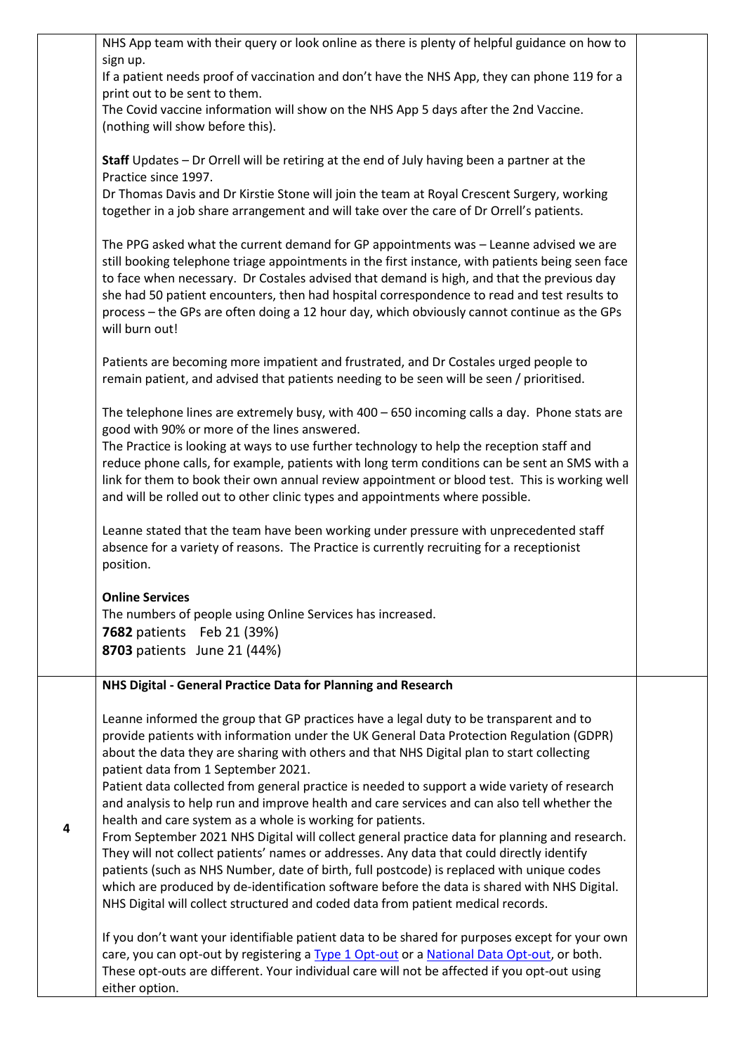| | | |
|---|---|---|
| | NHS App team with their query or look online as there is plenty of helpful guidance on how to sign up.<br>If a patient needs proof of vaccination and don't have the NHS App, they can phone 119 for a print out to be sent to them.<br>The Covid vaccine information will show on the NHS App 5 days after the 2nd Vaccine. (nothing will show before this).<br><br>**Staff** Updates – Dr Orrell will be retiring at the end of July having been a partner at the Practice since 1997.<br>Dr Thomas Davis and Dr Kirstie Stone will join the team at Royal Crescent Surgery, working together in a job share arrangement and will take over the care of Dr Orrell's patients.<br><br>The PPG asked what the current demand for GP appointments was – Leanne advised we are still booking telephone triage appointments in the first instance, with patients being seen face to face when necessary. Dr Costales advised that demand is high, and that the previous day she had 50 patient encounters, then had hospital correspondence to read and test results to process – the GPs are often doing a 12 hour day, which obviously cannot continue as the GPs will burn out!<br><br>Patients are becoming more impatient and frustrated, and Dr Costales urged people to remain patient, and advised that patients needing to be seen will be seen / prioritised.<br><br>The telephone lines are extremely busy, with 400 – 650 incoming calls a day. Phone stats are good with 90% or more of the lines answered.<br>The Practice is looking at ways to use further technology to help the reception staff and reduce phone calls, for example, patients with long term conditions can be sent an SMS with a link for them to book their own annual review appointment or blood test. This is working well and will be rolled out to other clinic types and appointments where possible.<br><br>Leanne stated that the team have been working under pressure with unprecedented staff absence for a variety of reasons. The Practice is currently recruiting for a receptionist position.<br><br>**Online Services**<br>The numbers of people using Online Services has increased.<br>**7682** patients Feb 21 (39%)<br>**8703** patients June 21 (44%) | |
| **4** | **NHS Digital - General Practice Data for Planning and Research**<br><br>Leanne informed the group that GP practices have a legal duty to be transparent and to provide patients with information under the UK General Data Protection Regulation (GDPR) about the data they are sharing with others and that NHS Digital plan to start collecting patient data from 1 September 2021.<br>Patient data collected from general practice is needed to support a wide variety of research and analysis to help run and improve health and care services and can also tell whether the health and care system as a whole is working for patients.<br>From September 2021 NHS Digital will collect general practice data for planning and research. They will not collect patients' names or addresses. Any data that could directly identify patients (such as NHS Number, date of birth, full postcode) is replaced with unique codes which are produced by de-identification software before the data is shared with NHS Digital. NHS Digital will collect structured and coded data from patient medical records.<br><br>If you don't want your identifiable patient data to be shared for purposes except for your own care, you can opt-out by registering a Type 1 Opt-out or a National Data Opt-out, or both. These opt-outs are different. Your individual care will not be affected if you opt-out using either option. | |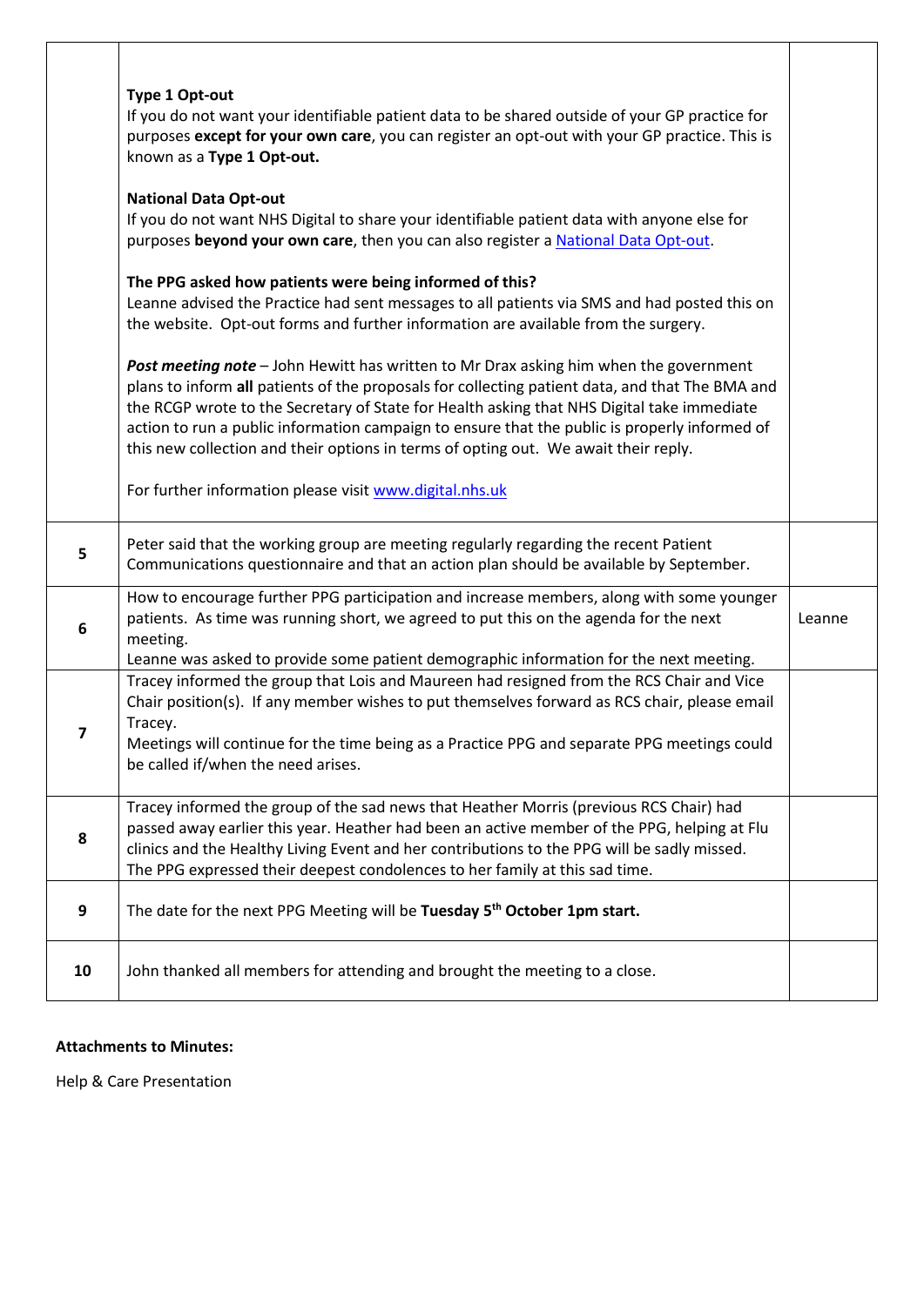| | | |
|---|---|---|
| | **Type 1 Opt-out**<br>If you do not want your identifiable patient data to be shared outside of your GP practice for purposes **except for your own care**, you can register an opt-out with your GP practice. This is known as a **Type 1 Opt-out.**<br><br>**National Data Opt-out**<br>If you do not want NHS Digital to share your identifiable patient data with anyone else for purposes **beyond your own care**, then you can also register a National Data Opt-out.<br><br>**The PPG asked how patients were being informed of this?**<br>Leanne advised the Practice had sent messages to all patients via SMS and had posted this on the website. Opt-out forms and further information are available from the surgery.<br><br>***Post meeting note*** – John Hewitt has written to Mr Drax asking him when the government plans to inform **all** patients of the proposals for collecting patient data, and that The BMA and the RCGP wrote to the Secretary of State for Health asking that NHS Digital take immediate action to run a public information campaign to ensure that the public is properly informed of this new collection and their options in terms of opting out. We await their reply.<br><br>For further information please visit www.digital.nhs.uk | |
| **5** | Peter said that the working group are meeting regularly regarding the recent Patient Communications questionnaire and that an action plan should be available by September. | |
| **6** | How to encourage further PPG participation and increase members, along with some younger patients. As time was running short, we agreed to put this on the agenda for the next meeting.<br>Leanne was asked to provide some patient demographic information for the next meeting. | Leanne |
| **7** | Tracey informed the group that Lois and Maureen had resigned from the RCS Chair and Vice Chair position(s). If any member wishes to put themselves forward as RCS chair, please email Tracey.<br>Meetings will continue for the time being as a Practice PPG and separate PPG meetings could be called if/when the need arises. | |
| **8** | Tracey informed the group of the sad news that Heather Morris (previous RCS Chair) had passed away earlier this year. Heather had been an active member of the PPG, helping at Flu clinics and the Healthy Living Event and her contributions to the PPG will be sadly missed. The PPG expressed their deepest condolences to her family at this sad time. | |
| **9** | The date for the next PPG Meeting will be **Tuesday 5th October 1pm start.** | |
| **10** | John thanked all members for attending and brought the meeting to a close. | |

**Attachments to Minutes:**

Help & Care Presentation